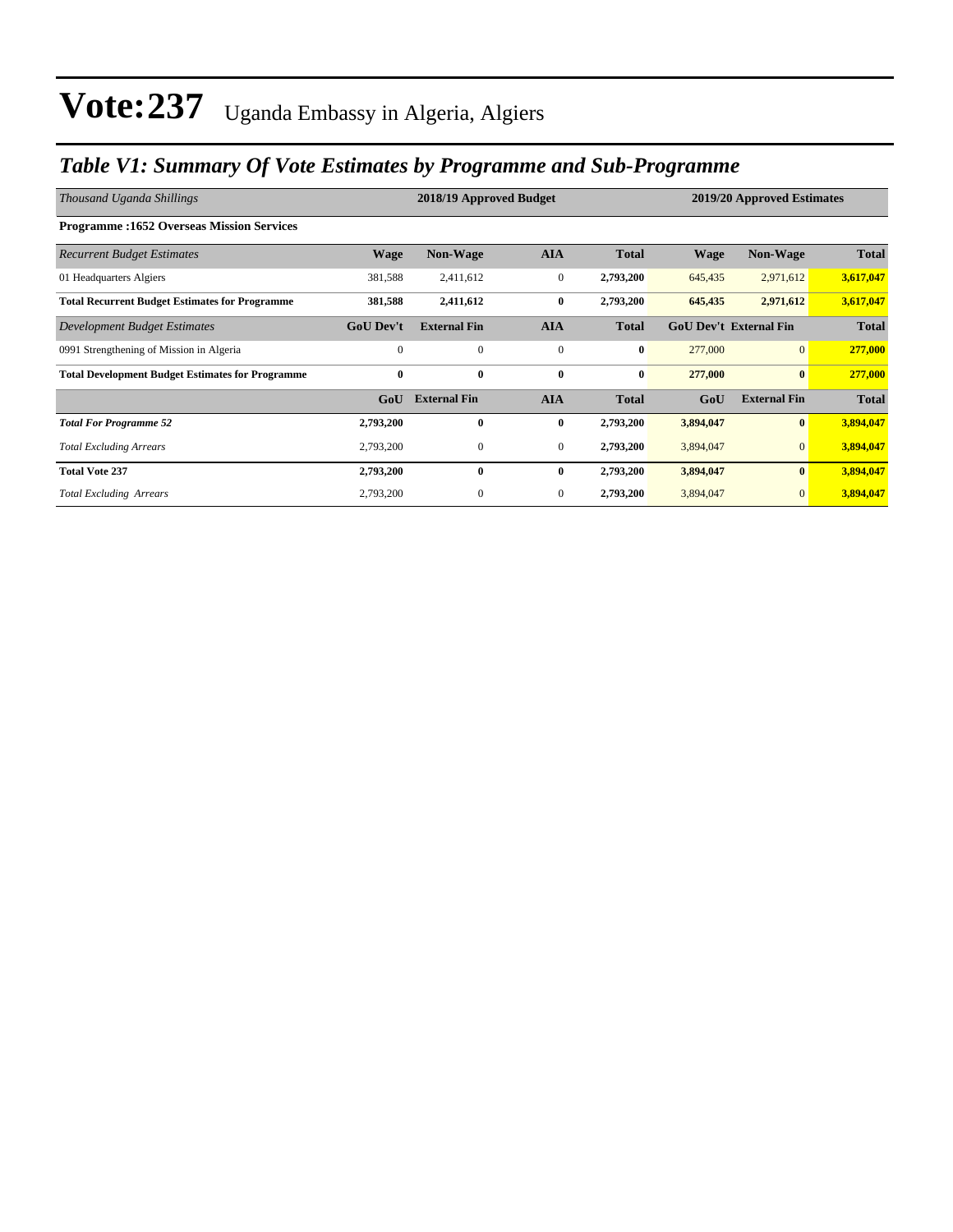# Vote:237 Uganda Embassy in Algeria, Algiers

## *Table V1: Summary Of Vote Estimates by Programme and Sub-Programme*

| *Thousand Uganda Shillings* | 2018/19 Approved Budget | | | | 2019/20 Approved Estimates | | |
|---|---|---|---|---|---|---|---|
| **Programme :1652 Overseas Mission Services** | | | | | | | |
| *Recurrent Budget Estimates* | **Wage** | **Non-Wage** | **AIA** | **Total** | **Wage** | **Non-Wage** | **Total** |
| 01 Headquarters Algiers | 381,588 | 2,411,612 | 0 | **2,793,200** | 645,435 | 2,971,612 | **3,617,047** |
| **Total Recurrent Budget Estimates for Programme** | **381,588** | **2,411,612** | **0** | **2,793,200** | **645,435** | **2,971,612** | **3,617,047** |
| *Development Budget Estimates* | **GoU Dev't** | **External Fin** | **AIA** | **Total** | **GoU Dev't** | **External Fin** | **Total** |
| 0991 Strengthening of Mission in Algeria | 0 | 0 | 0 | **0** | 277,000 | 0 | **277,000** |
| **Total Development Budget Estimates for Programme** | **0** | **0** | **0** | **0** | **277,000** | **0** | **277,000** |
| | **GoU** | **External Fin** | **AIA** | **Total** | **GoU** | **External Fin** | **Total** |
| ***Total For Programme 52*** | **2,793,200** | **0** | **0** | **2,793,200** | **3,894,047** | **0** | **3,894,047** |
| *Total Excluding Arrears* | 2,793,200 | 0 | 0 | **2,793,200** | 3,894,047 | 0 | **3,894,047** |
| **Total Vote 237** | **2,793,200** | **0** | **0** | **2,793,200** | **3,894,047** | **0** | **3,894,047** |
| *Total Excluding Arrears* | 2,793,200 | 0 | 0 | **2,793,200** | 3,894,047 | 0 | **3,894,047** |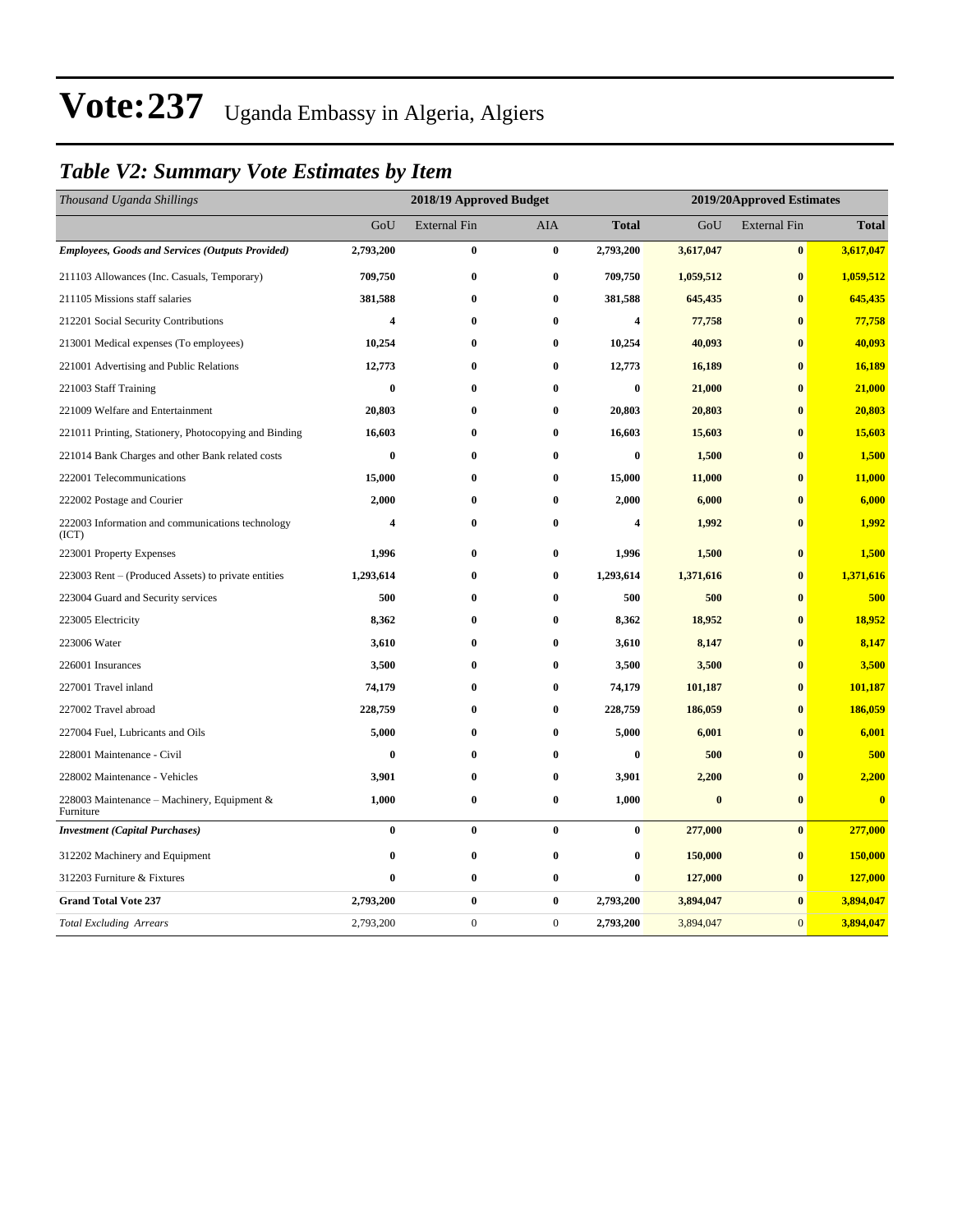# Vote:237 Uganda Embassy in Algeria, Algiers

## *Table V2: Summary Vote Estimates by Item*

| *Thousand Uganda Shillings* | 2018/19 Approved Budget | | | | 2019/20Approved Estimates | | |
|---|---|---|---|---|---|---|---|
| | GoU | External Fin | AIA | **Total** | GoU | External Fin | **Total** |
| ***Employees, Goods and Services (Outputs Provided)*** | **2,793,200** | **0** | **0** | **2,793,200** | **3,617,047** | **0** | **3,617,047** |
| 211103 Allowances (Inc. Casuals, Temporary) | **709,750** | **0** | **0** | **709,750** | **1,059,512** | **0** | **1,059,512** |
| 211105 Missions staff salaries | **381,588** | **0** | **0** | **381,588** | **645,435** | **0** | **645,435** |
| 212201 Social Security Contributions | **4** | **0** | **0** | **4** | **77,758** | **0** | **77,758** |
| 213001 Medical expenses (To employees) | **10,254** | **0** | **0** | **10,254** | **40,093** | **0** | **40,093** |
| 221001 Advertising and Public Relations | **12,773** | **0** | **0** | **12,773** | **16,189** | **0** | **16,189** |
| 221003 Staff Training | **0** | **0** | **0** | **0** | **21,000** | **0** | **21,000** |
| 221009 Welfare and Entertainment | **20,803** | **0** | **0** | **20,803** | **20,803** | **0** | **20,803** |
| 221011 Printing, Stationery, Photocopying and Binding | **16,603** | **0** | **0** | **16,603** | **15,603** | **0** | **15,603** |
| 221014 Bank Charges and other Bank related costs | **0** | **0** | **0** | **0** | **1,500** | **0** | **1,500** |
| 222001 Telecommunications | **15,000** | **0** | **0** | **15,000** | **11,000** | **0** | **11,000** |
| 222002 Postage and Courier | **2,000** | **0** | **0** | **2,000** | **6,000** | **0** | **6,000** |
| 222003 Information and communications technology (ICT) | **4** | **0** | **0** | **4** | **1,992** | **0** | **1,992** |
| 223001 Property Expenses | **1,996** | **0** | **0** | **1,996** | **1,500** | **0** | **1,500** |
| 223003 Rent – (Produced Assets) to private entities | **1,293,614** | **0** | **0** | **1,293,614** | **1,371,616** | **0** | **1,371,616** |
| 223004 Guard and Security services | **500** | **0** | **0** | **500** | **500** | **0** | **500** |
| 223005 Electricity | **8,362** | **0** | **0** | **8,362** | **18,952** | **0** | **18,952** |
| 223006 Water | **3,610** | **0** | **0** | **3,610** | **8,147** | **0** | **8,147** |
| 226001 Insurances | **3,500** | **0** | **0** | **3,500** | **3,500** | **0** | **3,500** |
| 227001 Travel inland | **74,179** | **0** | **0** | **74,179** | **101,187** | **0** | **101,187** |
| 227002 Travel abroad | **228,759** | **0** | **0** | **228,759** | **186,059** | **0** | **186,059** |
| 227004 Fuel, Lubricants and Oils | **5,000** | **0** | **0** | **5,000** | **6,001** | **0** | **6,001** |
| 228001 Maintenance - Civil | **0** | **0** | **0** | **0** | **500** | **0** | **500** |
| 228002 Maintenance - Vehicles | **3,901** | **0** | **0** | **3,901** | **2,200** | **0** | **2,200** |
| 228003 Maintenance – Machinery, Equipment & Furniture | **1,000** | **0** | **0** | **1,000** | **0** | **0** | **0** |
| ***Investment (Capital Purchases)*** | **0** | **0** | **0** | **0** | **277,000** | **0** | **277,000** |
| 312202 Machinery and Equipment | **0** | **0** | **0** | **0** | **150,000** | **0** | **150,000** |
| 312203 Furniture & Fixtures | **0** | **0** | **0** | **0** | **127,000** | **0** | **127,000** |
| **Grand Total Vote 237** | **2,793,200** | **0** | **0** | **2,793,200** | **3,894,047** | **0** | **3,894,047** |
| *Total Excluding Arrears* | 2,793,200 | 0 | 0 | **2,793,200** | 3,894,047 | 0 | **3,894,047** |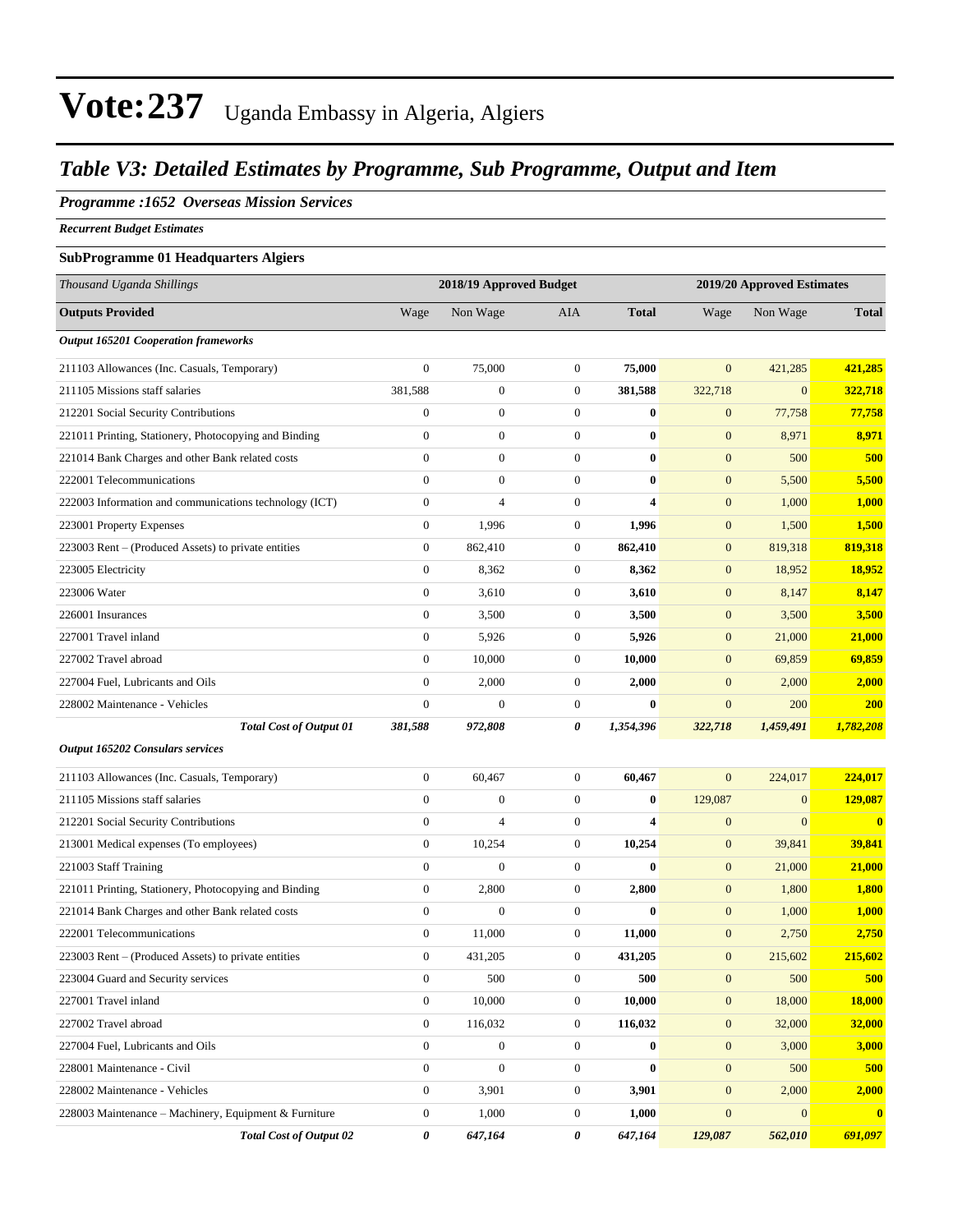# Vote:237 Uganda Embassy in Algeria, Algiers

## *Table V3: Detailed Estimates by Programme, Sub Programme, Output and Item*

### *Programme :1652 Overseas Mission Services*

*Recurrent Budget Estimates*

**SubProgramme 01 Headquarters Algiers**

| *Thousand Uganda Shillings* | 2018/19 Approved Budget | | | | 2019/20 Approved Estimates | | |
|---|---|---|---|---|---|---|---|
| **Outputs Provided** | Wage | Non Wage | AIA | **Total** | Wage | Non Wage | **Total** |
| ***Output 165201 Cooperation frameworks*** | | | | | | | |
| 211103 Allowances (Inc. Casuals, Temporary) | 0 | 75,000 | 0 | **75,000** | 0 | 421,285 | **421,285** |
| 211105 Missions staff salaries | 381,588 | 0 | 0 | **381,588** | 322,718 | 0 | **322,718** |
| 212201 Social Security Contributions | 0 | 0 | 0 | **0** | 0 | 77,758 | **77,758** |
| 221011 Printing, Stationery, Photocopying and Binding | 0 | 0 | 0 | **0** | 0 | 8,971 | **8,971** |
| 221014 Bank Charges and other Bank related costs | 0 | 0 | 0 | **0** | 0 | 500 | **500** |
| 222001 Telecommunications | 0 | 0 | 0 | **0** | 0 | 5,500 | **5,500** |
| 222003 Information and communications technology (ICT) | 0 | 4 | 0 | **4** | 0 | 1,000 | **1,000** |
| 223001 Property Expenses | 0 | 1,996 | 0 | **1,996** | 0 | 1,500 | **1,500** |
| 223003 Rent – (Produced Assets) to private entities | 0 | 862,410 | 0 | **862,410** | 0 | 819,318 | **819,318** |
| 223005 Electricity | 0 | 8,362 | 0 | **8,362** | 0 | 18,952 | **18,952** |
| 223006 Water | 0 | 3,610 | 0 | **3,610** | 0 | 8,147 | **8,147** |
| 226001 Insurances | 0 | 3,500 | 0 | **3,500** | 0 | 3,500 | **3,500** |
| 227001 Travel inland | 0 | 5,926 | 0 | **5,926** | 0 | 21,000 | **21,000** |
| 227002 Travel abroad | 0 | 10,000 | 0 | **10,000** | 0 | 69,859 | **69,859** |
| 227004 Fuel, Lubricants and Oils | 0 | 2,000 | 0 | **2,000** | 0 | 2,000 | **2,000** |
| 228002 Maintenance - Vehicles | 0 | 0 | 0 | **0** | 0 | 200 | **200** |
| ***Total Cost of Output 01*** | ***381,588*** | ***972,808*** | ***0*** | ***1,354,396*** | ***322,718*** | ***1,459,491*** | ***1,782,208*** |
| ***Output 165202 Consulars services*** | | | | | | | |
| 211103 Allowances (Inc. Casuals, Temporary) | 0 | 60,467 | 0 | **60,467** | 0 | 224,017 | **224,017** |
| 211105 Missions staff salaries | 0 | 0 | 0 | **0** | 129,087 | 0 | **129,087** |
| 212201 Social Security Contributions | 0 | 4 | 0 | **4** | 0 | 0 | **0** |
| 213001 Medical expenses (To employees) | 0 | 10,254 | 0 | **10,254** | 0 | 39,841 | **39,841** |
| 221003 Staff Training | 0 | 0 | 0 | **0** | 0 | 21,000 | **21,000** |
| 221011 Printing, Stationery, Photocopying and Binding | 0 | 2,800 | 0 | **2,800** | 0 | 1,800 | **1,800** |
| 221014 Bank Charges and other Bank related costs | 0 | 0 | 0 | **0** | 0 | 1,000 | **1,000** |
| 222001 Telecommunications | 0 | 11,000 | 0 | **11,000** | 0 | 2,750 | **2,750** |
| 223003 Rent – (Produced Assets) to private entities | 0 | 431,205 | 0 | **431,205** | 0 | 215,602 | **215,602** |
| 223004 Guard and Security services | 0 | 500 | 0 | **500** | 0 | 500 | **500** |
| 227001 Travel inland | 0 | 10,000 | 0 | **10,000** | 0 | 18,000 | **18,000** |
| 227002 Travel abroad | 0 | 116,032 | 0 | **116,032** | 0 | 32,000 | **32,000** |
| 227004 Fuel, Lubricants and Oils | 0 | 0 | 0 | **0** | 0 | 3,000 | **3,000** |
| 228001 Maintenance - Civil | 0 | 0 | 0 | **0** | 0 | 500 | **500** |
| 228002 Maintenance - Vehicles | 0 | 3,901 | 0 | **3,901** | 0 | 2,000 | **2,000** |
| 228003 Maintenance – Machinery, Equipment & Furniture | 0 | 1,000 | 0 | **1,000** | 0 | 0 | **0** |
| ***Total Cost of Output 02*** | ***0*** | ***647,164*** | ***0*** | ***647,164*** | ***129,087*** | ***562,010*** | ***691,097*** |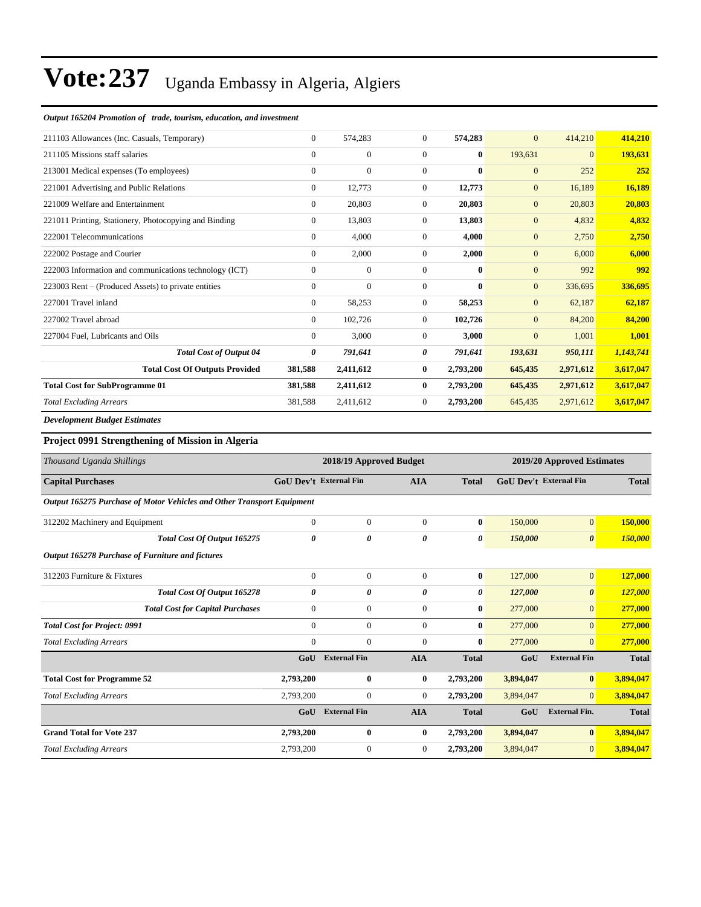# Vote:237 Uganda Embassy in Algeria, Algiers

*Output 165204 Promotion of trade, tourism, education, and investment*

| | | | | | | | |
|---|---|---|---|---|---|---|---|
| 211103 Allowances (Inc. Casuals, Temporary) | 0 | 574,283 | 0 | **574,283** | 0 | 414,210 | **414,210** |
| 211105 Missions staff salaries | 0 | 0 | 0 | **0** | 193,631 | 0 | **193,631** |
| 213001 Medical expenses (To employees) | 0 | 0 | 0 | **0** | 0 | 252 | **252** |
| 221001 Advertising and Public Relations | 0 | 12,773 | 0 | **12,773** | 0 | 16,189 | **16,189** |
| 221009 Welfare and Entertainment | 0 | 20,803 | 0 | **20,803** | 0 | 20,803 | **20,803** |
| 221011 Printing, Stationery, Photocopying and Binding | 0 | 13,803 | 0 | **13,803** | 0 | 4,832 | **4,832** |
| 222001 Telecommunications | 0 | 4,000 | 0 | **4,000** | 0 | 2,750 | **2,750** |
| 222002 Postage and Courier | 0 | 2,000 | 0 | **2,000** | 0 | 6,000 | **6,000** |
| 222003 Information and communications technology (ICT) | 0 | 0 | 0 | **0** | 0 | 992 | **992** |
| 223003 Rent – (Produced Assets) to private entities | 0 | 0 | 0 | **0** | 0 | 336,695 | **336,695** |
| 227001 Travel inland | 0 | 58,253 | 0 | **58,253** | 0 | 62,187 | **62,187** |
| 227002 Travel abroad | 0 | 102,726 | 0 | **102,726** | 0 | 84,200 | **84,200** |
| 227004 Fuel, Lubricants and Oils | 0 | 3,000 | 0 | **3,000** | 0 | 1,001 | **1,001** |
| ***Total Cost of Output 04*** | ***0*** | ***791,641*** | ***0*** | ***791,641*** | ***193,631*** | ***950,111*** | ***1,143,741*** |
| **Total Cost Of Outputs Provided** | **381,588** | **2,411,612** | **0** | **2,793,200** | **645,435** | **2,971,612** | **3,617,047** |
| **Total Cost for SubProgramme 01** | **381,588** | **2,411,612** | **0** | **2,793,200** | **645,435** | **2,971,612** | **3,617,047** |
| *Total Excluding Arrears* | 381,588 | 2,411,612 | 0 | **2,793,200** | 645,435 | 2,971,612 | **3,617,047** |

***Development Budget Estimates***

## Project 0991 Strengthening of Mission in Algeria

| *Thousand Uganda Shillings* | 2018/19 Approved Budget | | | | 2019/20 Approved Estimates | | |
|---|---|---|---|---|---|---|---|
| **Capital Purchases** | **GoU Dev't** | **External Fin** | **AIA** | **Total** | **GoU Dev't** | **External Fin** | **Total** |
| ***Output 165275 Purchase of Motor Vehicles and Other Transport Equipment*** | | | | | | | |
| 312202 Machinery and Equipment | 0 | 0 | 0 | **0** | 150,000 | 0 | **150,000** |
| ***Total Cost Of Output 165275*** | ***0*** | ***0*** | ***0*** | ***0*** | ***150,000*** | ***0*** | ***150,000*** |
| ***Output 165278 Purchase of Furniture and fictures*** | | | | | | | |
| 312203 Furniture & Fixtures | 0 | 0 | 0 | **0** | 127,000 | 0 | **127,000** |
| ***Total Cost Of Output 165278*** | ***0*** | ***0*** | ***0*** | ***0*** | ***127,000*** | ***0*** | ***127,000*** |
| ***Total Cost for Capital Purchases*** | 0 | 0 | 0 | **0** | 277,000 | 0 | **277,000** |
| ***Total Cost for Project: 0991*** | 0 | 0 | 0 | **0** | 277,000 | 0 | **277,000** |
| *Total Excluding Arrears* | 0 | 0 | 0 | **0** | 277,000 | 0 | **277,000** |

| | **GoU** | **External Fin** | **AIA** | **Total** | **GoU** | **External Fin** | **Total** |
|---|---|---|---|---|---|---|---|
| **Total Cost for Programme 52** | **2,793,200** | **0** | **0** | **2,793,200** | **3,894,047** | **0** | **3,894,047** |
| *Total Excluding Arrears* | 2,793,200 | 0 | 0 | **2,793,200** | 3,894,047 | 0 | **3,894,047** |

| | **GoU** | **External Fin** | **AIA** | **Total** | **GoU** | **External Fin.** | **Total** |
|---|---|---|---|---|---|---|---|
| **Grand Total for Vote 237** | **2,793,200** | **0** | **0** | **2,793,200** | **3,894,047** | **0** | **3,894,047** |
| *Total Excluding Arrears* | 2,793,200 | 0 | 0 | **2,793,200** | 3,894,047 | 0 | **3,894,047** |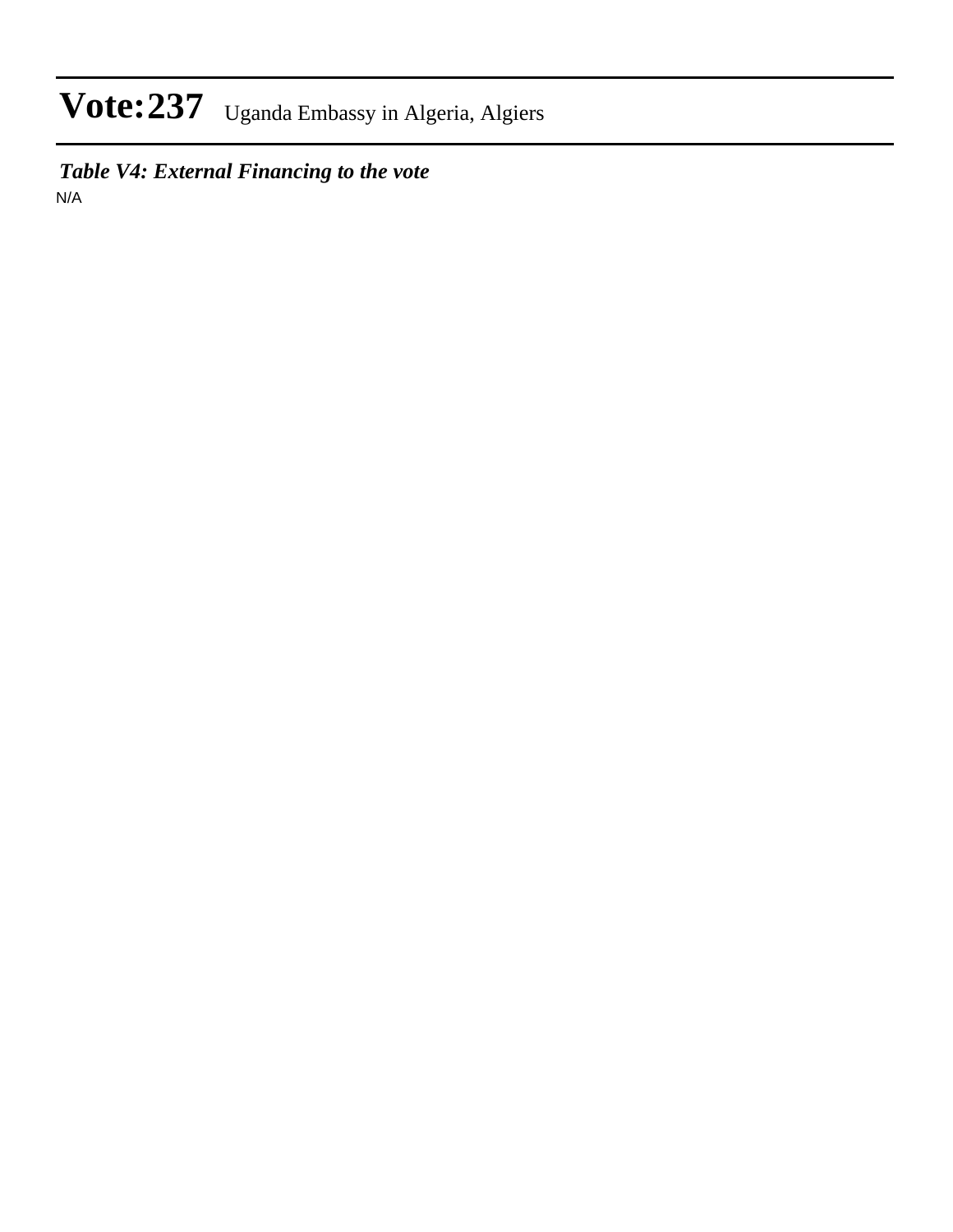# Vote:237 Uganda Embassy in Algeria, Algiers

***Table V4: External Financing to the vote***

N/A